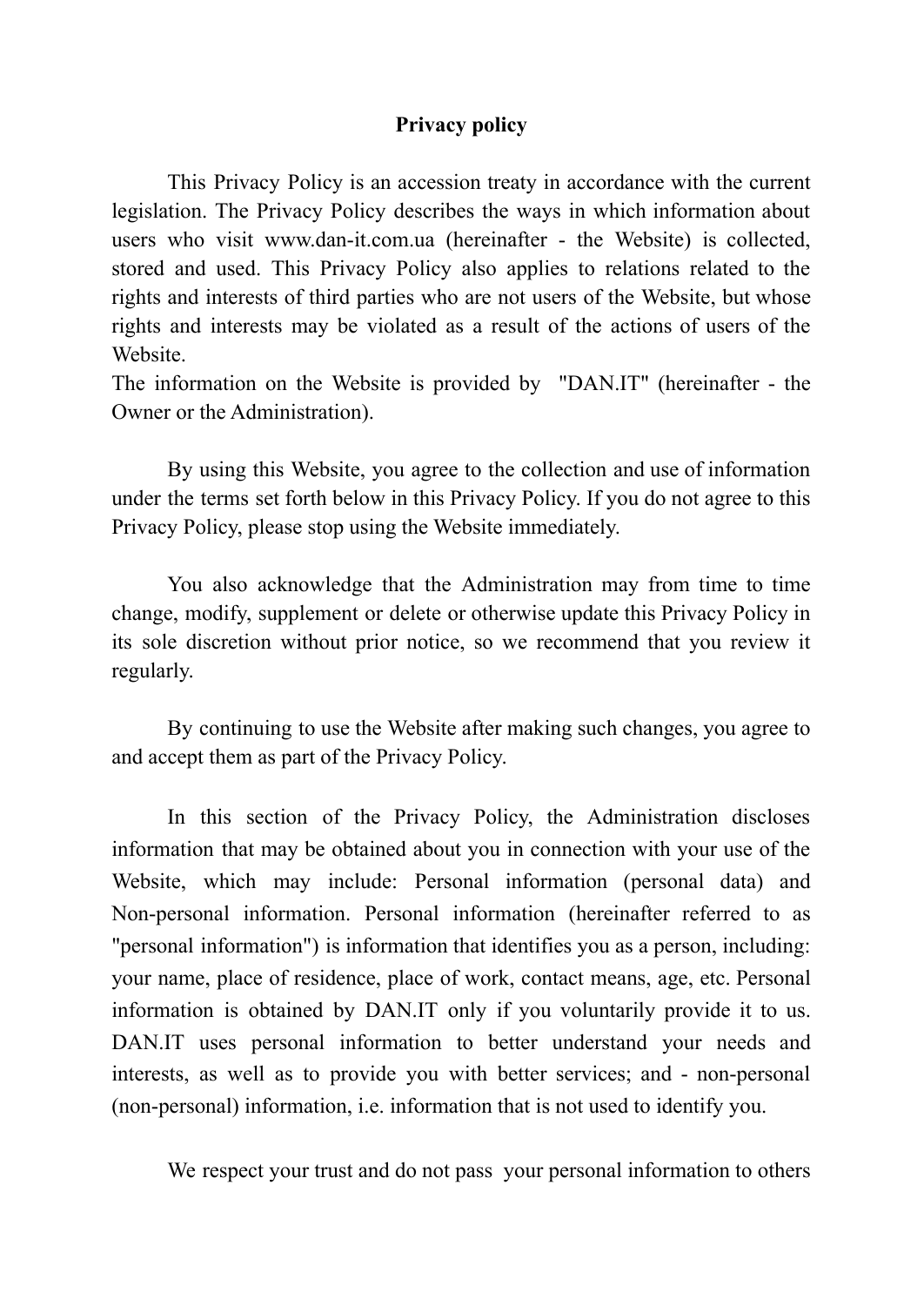# Privacy policy

This Privacy Policy is an accession treaty in accordance with the current legislation. The Privacy Policy describes the ways in which information about users who visit www.dan-it.com.ua (hereinafter - the Website) is collected, stored and used. This Privacy Policy also applies to relations related to the rights and interests of third parties who are not users of the Website, but whose rights and interests may be violated as a result of the actions of users of the Website.
The information on the Website is provided by "DAN.IT" (hereinafter - the Owner or the Administration).

By using this Website, you agree to the collection and use of information under the terms set forth below in this Privacy Policy. If you do not agree to this Privacy Policy, please stop using the Website immediately.

You also acknowledge that the Administration may from time to time change, modify, supplement or delete or otherwise update this Privacy Policy in its sole discretion without prior notice, so we recommend that you review it regularly.

By continuing to use the Website after making such changes, you agree to and accept them as part of the Privacy Policy.

In this section of the Privacy Policy, the Administration discloses information that may be obtained about you in connection with your use of the Website, which may include: Personal information (personal data) and Non-personal information. Personal information (hereinafter referred to as "personal information") is information that identifies you as a person, including: your name, place of residence, place of work, contact means, age, etc. Personal information is obtained by DAN.IT only if you voluntarily provide it to us. DAN.IT uses personal information to better understand your needs and interests, as well as to provide you with better services; and - non-personal (non-personal) information, i.e. information that is not used to identify you.

We respect your trust and do not pass your personal information to others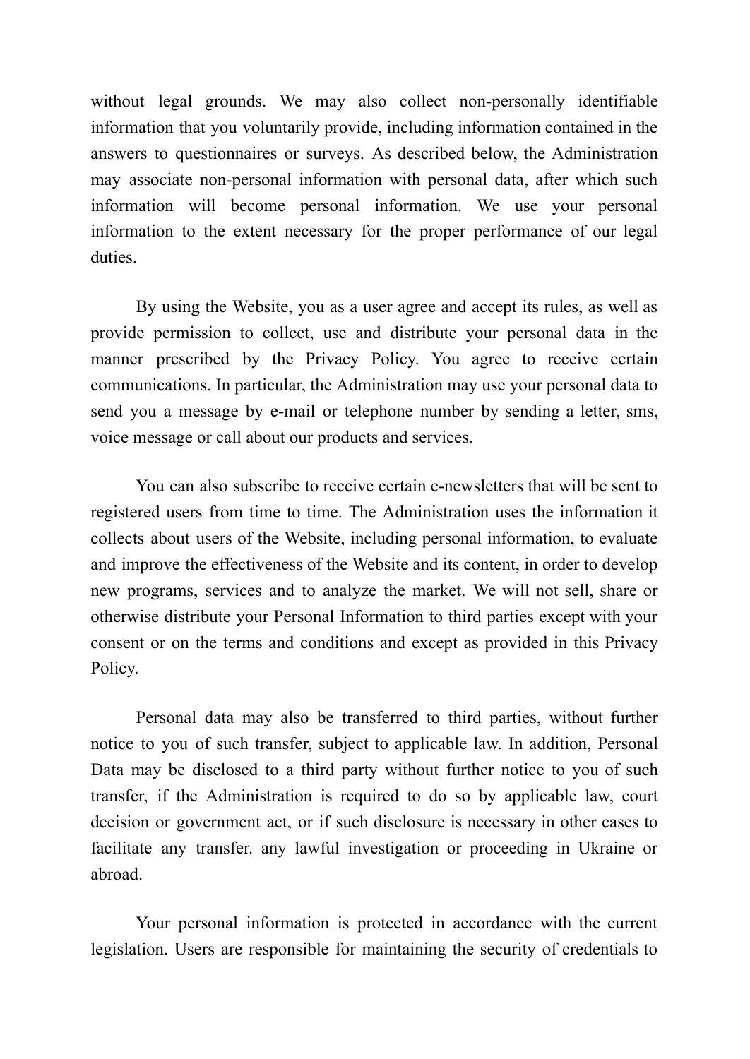without legal grounds. We may also collect non-personally identifiable information that you voluntarily provide, including information contained in the answers to questionnaires or surveys. As described below, the Administration may associate non-personal information with personal data, after which such information will become personal information. We use your personal information to the extent necessary for the proper performance of our legal duties.

By using the Website, you as a user agree and accept its rules, as well as provide permission to collect, use and distribute your personal data in the manner prescribed by the Privacy Policy. You agree to receive certain communications. In particular, the Administration may use your personal data to send you a message by e-mail or telephone number by sending a letter, sms, voice message or call about our products and services.

You can also subscribe to receive certain e-newsletters that will be sent to registered users from time to time. The Administration uses the information it collects about users of the Website, including personal information, to evaluate and improve the effectiveness of the Website and its content, in order to develop new programs, services and to analyze the market. We will not sell, share or otherwise distribute your Personal Information to third parties except with your consent or on the terms and conditions and except as provided in this Privacy Policy.

Personal data may also be transferred to third parties, without further notice to you of such transfer, subject to applicable law. In addition, Personal Data may be disclosed to a third party without further notice to you of such transfer, if the Administration is required to do so by applicable law, court decision or government act, or if such disclosure is necessary in other cases to facilitate any transfer. any lawful investigation or proceeding in Ukraine or abroad.

Your personal information is protected in accordance with the current legislation. Users are responsible for maintaining the security of credentials to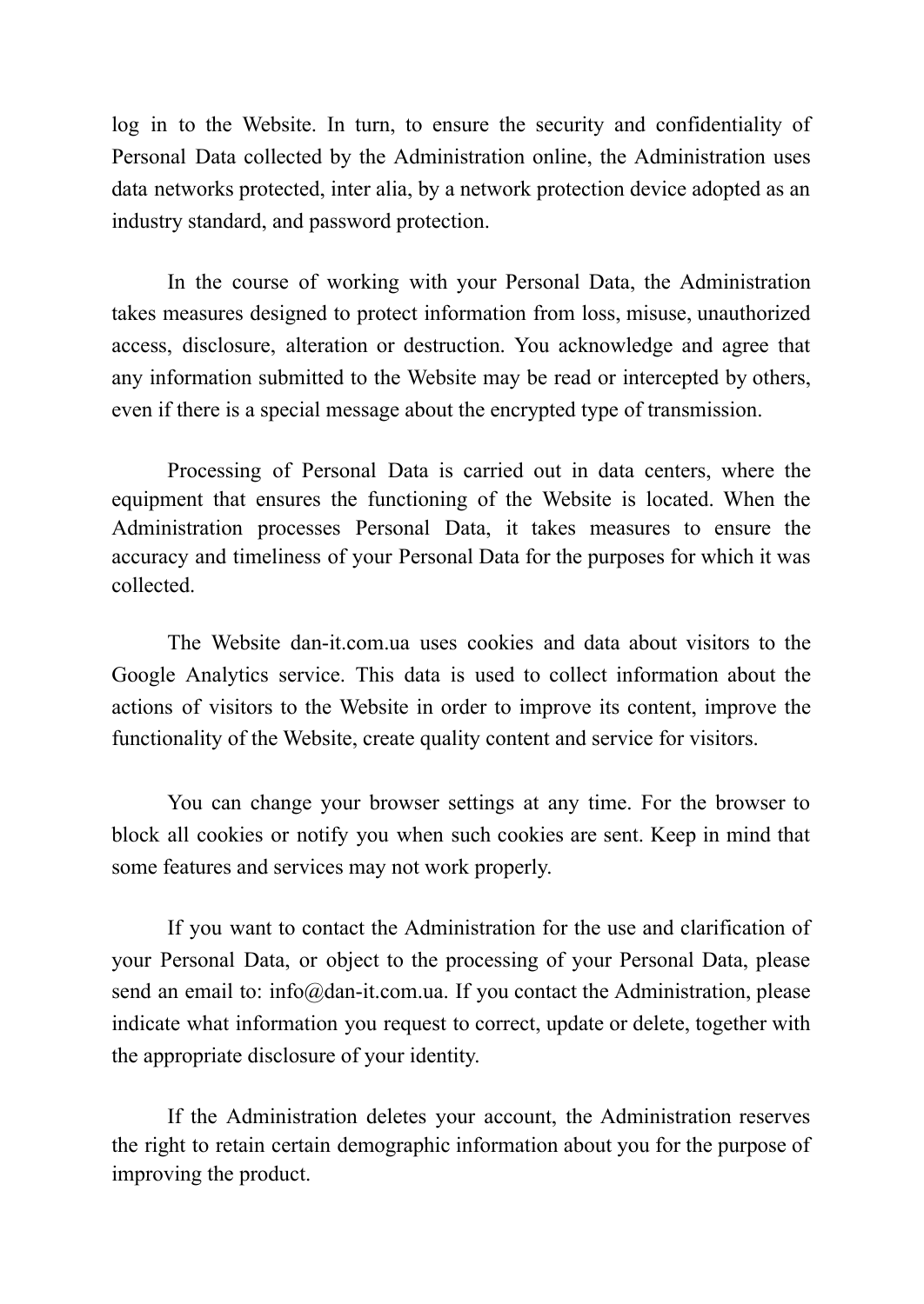log in to the Website. In turn, to ensure the security and confidentiality of Personal Data collected by the Administration online, the Administration uses data networks protected, inter alia, by a network protection device adopted as an industry standard, and password protection.

In the course of working with your Personal Data, the Administration takes measures designed to protect information from loss, misuse, unauthorized access, disclosure, alteration or destruction. You acknowledge and agree that any information submitted to the Website may be read or intercepted by others, even if there is a special message about the encrypted type of transmission.

Processing of Personal Data is carried out in data centers, where the equipment that ensures the functioning of the Website is located. When the Administration processes Personal Data, it takes measures to ensure the accuracy and timeliness of your Personal Data for the purposes for which it was collected.

The Website dan-it.com.ua uses cookies and data about visitors to the Google Analytics service. This data is used to collect information about the actions of visitors to the Website in order to improve its content, improve the functionality of the Website, create quality content and service for visitors.

You can change your browser settings at any time. For the browser to block all cookies or notify you when such cookies are sent. Keep in mind that some features and services may not work properly.

If you want to contact the Administration for the use and clarification of your Personal Data, or object to the processing of your Personal Data, please send an email to: info@dan-it.com.ua. If you contact the Administration, please indicate what information you request to correct, update or delete, together with the appropriate disclosure of your identity.

If the Administration deletes your account, the Administration reserves the right to retain certain demographic information about you for the purpose of improving the product.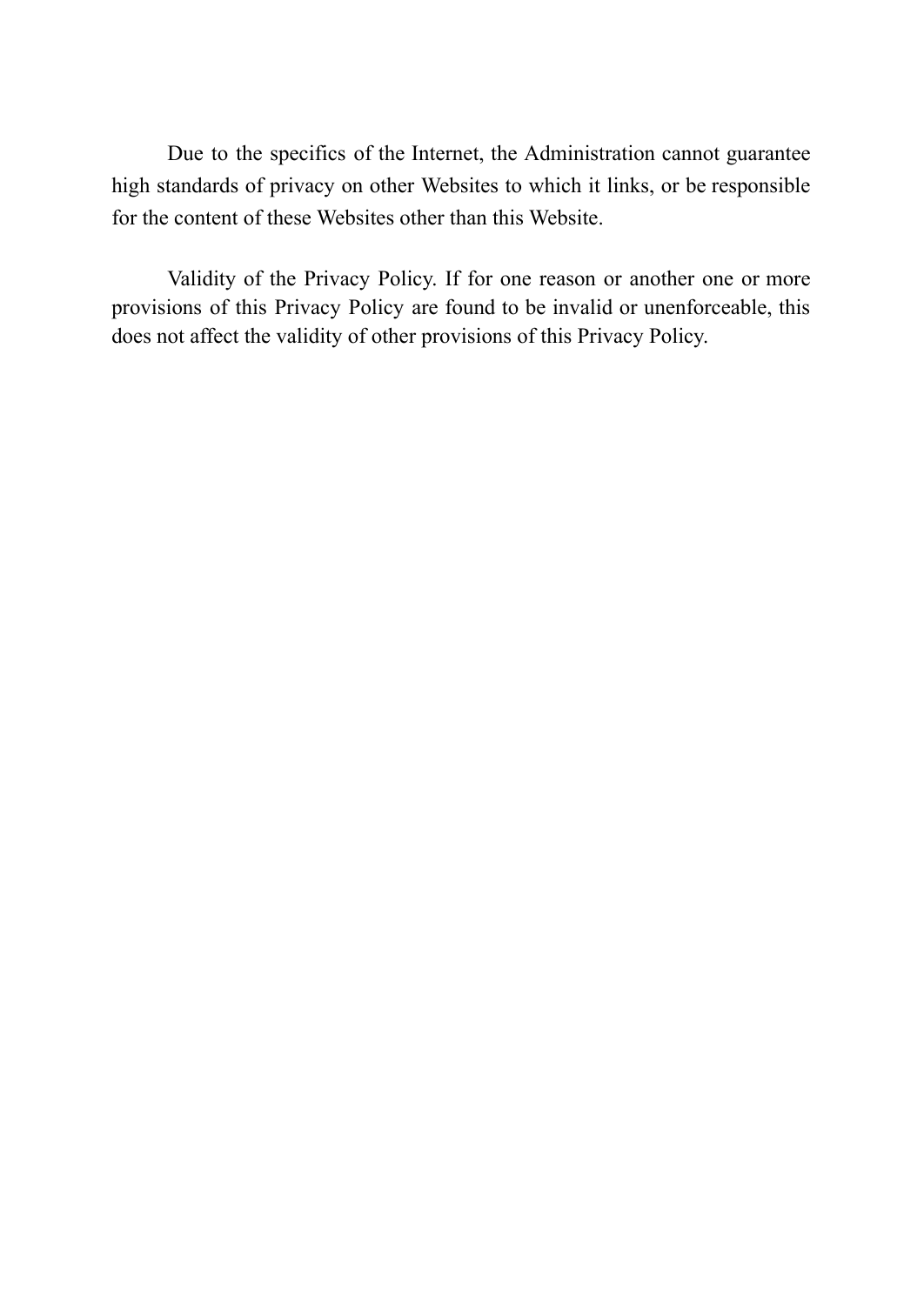Due to the specifics of the Internet, the Administration cannot guarantee high standards of privacy on other Websites to which it links, or be responsible for the content of these Websites other than this Website.

Validity of the Privacy Policy. If for one reason or another one or more provisions of this Privacy Policy are found to be invalid or unenforceable, this does not affect the validity of other provisions of this Privacy Policy.